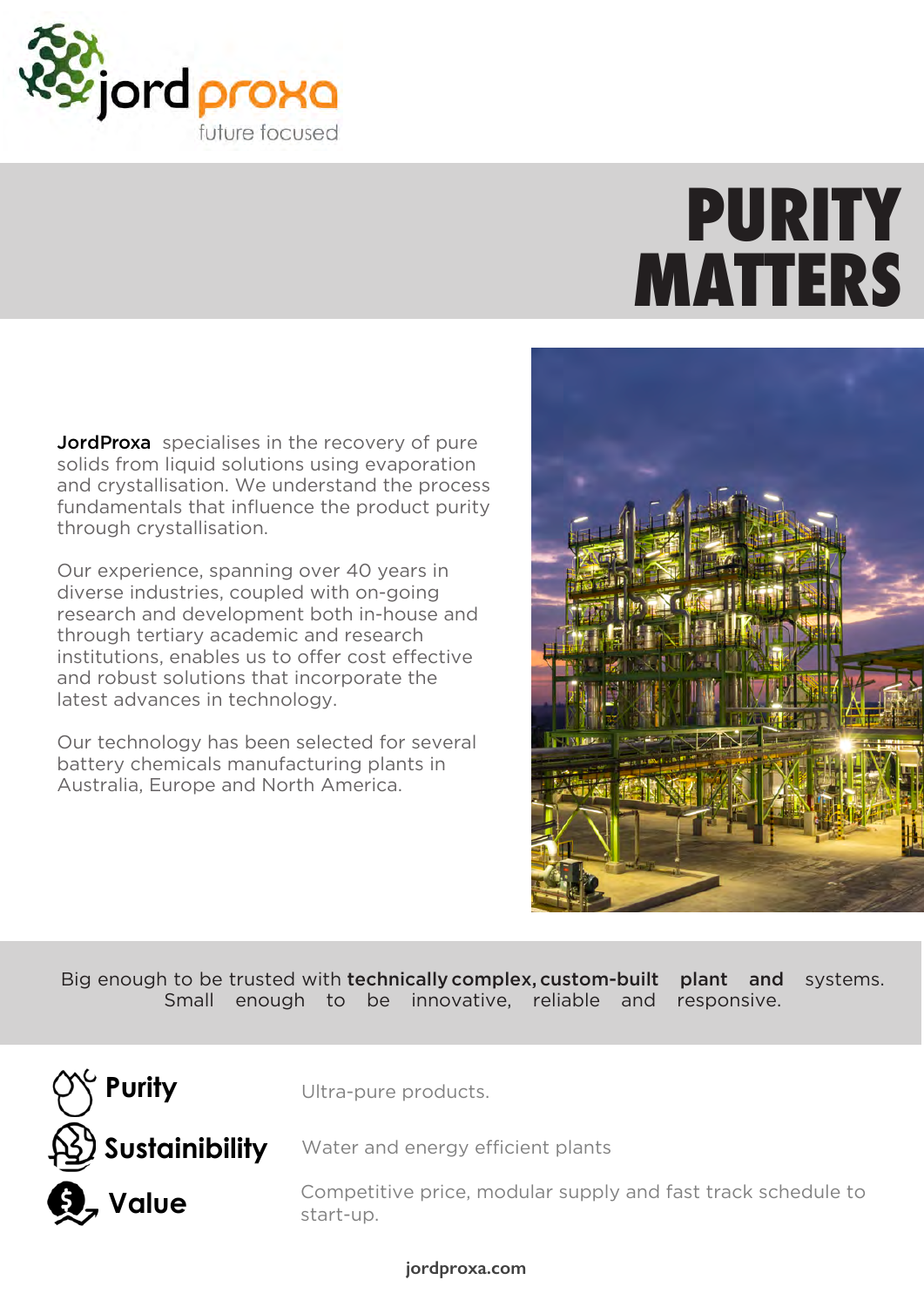jordproxa
future focused

# PURITY MATTERS

**JordProxa** specialises in the recovery of pure solids from liquid solutions using evaporation and crystallisation. We understand the process fundamentals that influence the product purity through crystallisation.

Our experience, spanning over 40 years in diverse industries, coupled with on-going research and development both in-house and through tertiary academic and research institutions, enables us to offer cost effective and robust solutions that incorporate the latest advances in technology.

Our technology has been selected for several battery chemicals manufacturing plants in Australia, Europe and North America.

Big enough to be trusted with **technically complex, custom-built plant and** systems. Small enough to be innovative, reliable and responsive.

**Purity** — Ultra-pure products.

**Sustainibility** — Water and energy efficient plants

**Value** — Competitive price, modular supply and fast track schedule to start-up.

**jordproxa.com**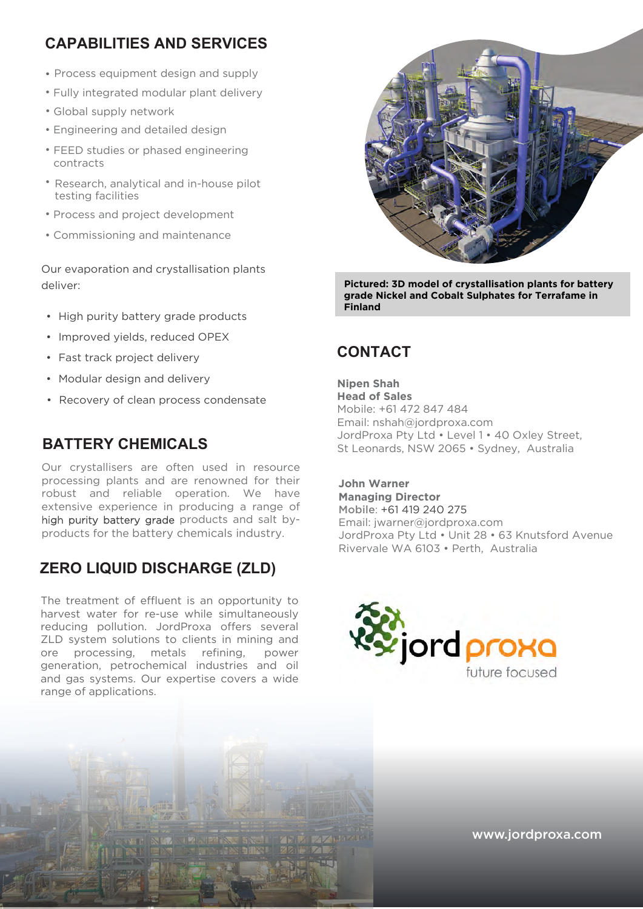## CAPABILITIES AND SERVICES

- Process equipment design and supply
- Fully integrated modular plant delivery
- Global supply network
- Engineering and detailed design
- FEED studies or phased engineering contracts
- Research, analytical and in-house pilot testing facilities
- Process and project development
- Commissioning and maintenance

Our evaporation and crystallisation plants deliver:

- High purity battery grade products
- Improved yields, reduced OPEX
- Fast track project delivery
- Modular design and delivery
- Recovery of clean process condensate

## BATTERY CHEMICALS

Our crystallisers are often used in resource processing plants and are renowned for their robust and reliable operation. We have extensive experience in producing a range of high purity battery grade products and salt by-products for the battery chemicals industry.

## ZERO LIQUID DISCHARGE (ZLD)

The treatment of effluent is an opportunity to harvest water for re-use while simultaneously reducing pollution. JordProxa offers several ZLD system solutions to clients in mining and ore processing, metals refining, power generation, petrochemical industries and oil and gas systems. Our expertise covers a wide range of applications.

**Pictured: 3D model of crystallisation plants for battery grade Nickel and Cobalt Sulphates for Terrafame in Finland**

## CONTACT

**Nipen Shah**
**Head of Sales**
Mobile: +61 472 847 484
Email: nshah@jordproxa.com
JordProxa Pty Ltd • Level 1 • 40 Oxley Street, St Leonards, NSW 2065 • Sydney, Australia

**John Warner**
**Managing Director**
Mobile: +61 419 240 275
Email: jwarner@jordproxa.com
JordProxa Pty Ltd • Unit 28 • 63 Knutsford Avenue Rivervale WA 6103 • Perth, Australia

jord proxa
future focused

www.jordproxa.com